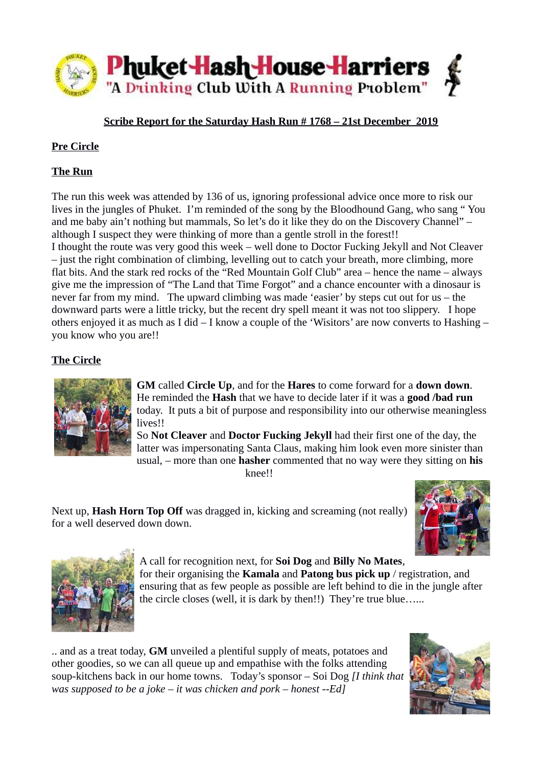# Phuket Hash House Harriers

"A Drinking Club With A Running Problem"

**Scribe Report for the Saturday Hash Run # 1768 – 21st December 2019**

**Pre Circle**

**The Run**

The run this week was attended by 136 of us, ignoring professional advice once more to risk our lives in the jungles of Phuket. I'm reminded of the song by the Bloodhound Gang, who sang " You and me baby ain't nothing but mammals, So let's do it like they do on the Discovery Channel" – although I suspect they were thinking of more than a gentle stroll in the forest!!
I thought the route was very good this week – well done to Doctor Fucking Jekyll and Not Cleaver – just the right combination of climbing, levelling out to catch your breath, more climbing, more flat bits. And the stark red rocks of the "Red Mountain Golf Club" area – hence the name – always give me the impression of "The Land that Time Forgot" and a chance encounter with a dinosaur is never far from my mind. The upward climbing was made 'easier' by steps cut out for us – the downward parts were a little tricky, but the recent dry spell meant it was not too slippery. I hope others enjoyed it as much as I did – I know a couple of the 'Wisitors' are now converts to Hashing – you know who you are!!

**The Circle**

**GM** called **Circle Up**, and for the **Hares** to come forward for a **down down**. He reminded the **Hash** that we have to decide later if it was a **good /bad run** today. It puts a bit of purpose and responsibility into our otherwise meaningless lives!!
So **Not Cleaver** and **Doctor Fucking Jekyll** had their first one of the day, the latter was impersonating Santa Claus, making him look even more sinister than usual, – more than one **hasher** commented that no way were they sitting on **his** knee!!

Next up, **Hash Horn Top Off** was dragged in, kicking and screaming (not really) for a well deserved down down.

A call for recognition next, for **Soi Dog** and **Billy No Mates**, for their organising the **Kamala** and **Patong bus pick up** / registration, and ensuring that as few people as possible are left behind to die in the jungle after the circle closes (well, it is dark by then!!) They're true blue…...

.. and as a treat today, **GM** unveiled a plentiful supply of meats, potatoes and other goodies, so we can all queue up and empathise with the folks attending soup-kitchens back in our home towns. Today's sponsor – Soi Dog *[I think that was supposed to be a joke – it was chicken and pork – honest --Ed]*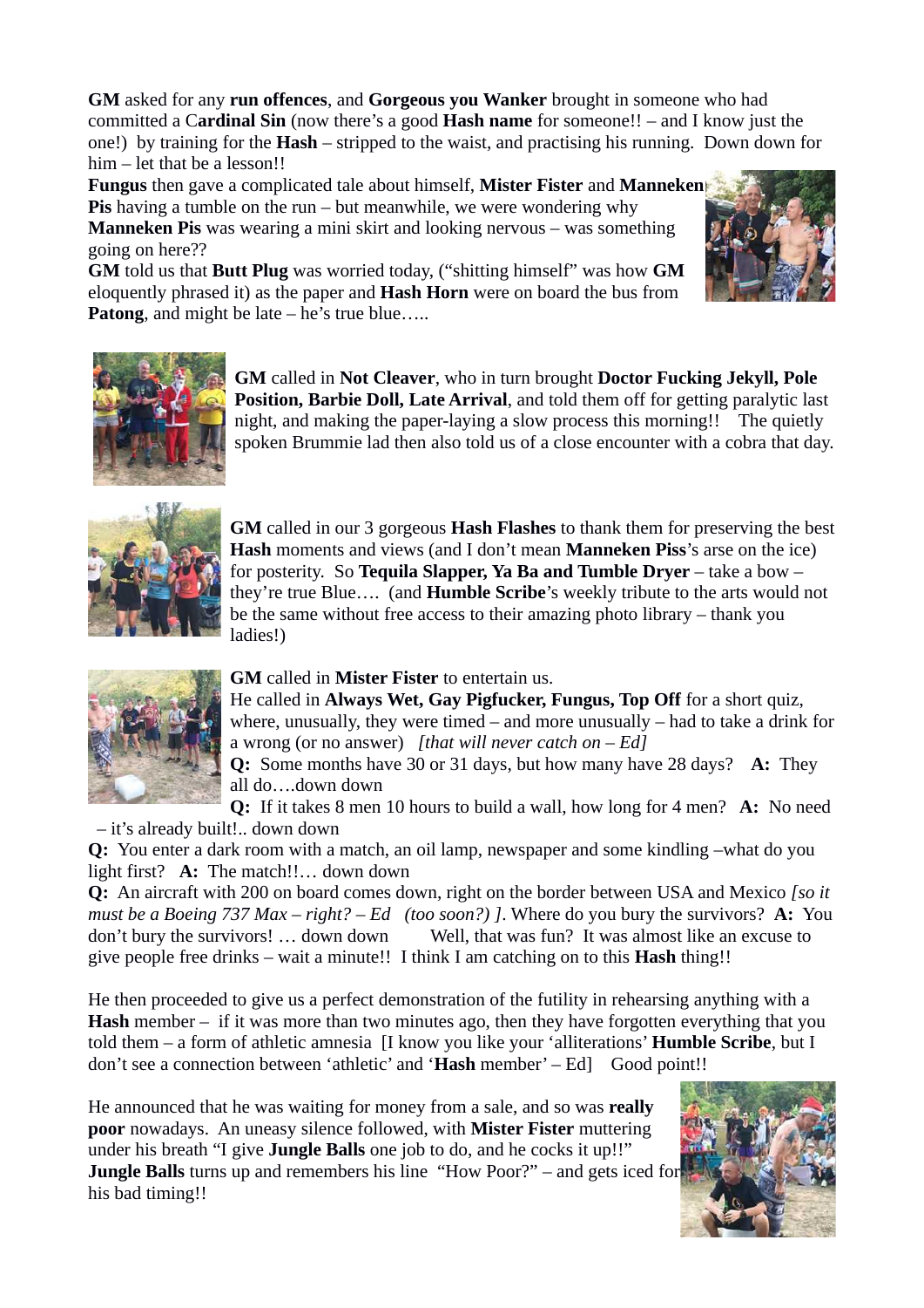**GM** asked for any **run offences**, and **Gorgeous you Wanker** brought in someone who had committed a C**ardinal Sin** (now there's a good **Hash name** for someone!! – and I know just the one!) by training for the **Hash** – stripped to the waist, and practising his running. Down down for him – let that be a lesson!!

**Fungus** then gave a complicated tale about himself, **Mister Fister** and **Manneken Pis** having a tumble on the run – but meanwhile, we were wondering why **Manneken Pis** was wearing a mini skirt and looking nervous – was something going on here??

**GM** told us that **Butt Plug** was worried today, ("shitting himself" was how **GM** eloquently phrased it) as the paper and **Hash Horn** were on board the bus from **Patong**, and might be late – he's true blue…..

**GM** called in **Not Cleaver**, who in turn brought **Doctor Fucking Jekyll, Pole Position, Barbie Doll, Late Arrival**, and told them off for getting paralytic last night, and making the paper-laying a slow process this morning!! The quietly spoken Brummie lad then also told us of a close encounter with a cobra that day.

**GM** called in our 3 gorgeous **Hash Flashes** to thank them for preserving the best **Hash** moments and views (and I don't mean **Manneken Piss**'s arse on the ice) for posterity. So **Tequila Slapper, Ya Ba and Tumble Dryer** – take a bow – they're true Blue…. (and **Humble Scribe**'s weekly tribute to the arts would not be the same without free access to their amazing photo library – thank you ladies!)

**GM** called in **Mister Fister** to entertain us.
He called in **Always Wet, Gay Pigfucker, Fungus, Top Off** for a short quiz, where, unusually, they were timed – and more unusually – had to take a drink for a wrong (or no answer) *[that will never catch on – Ed]*

**Q:** Some months have 30 or 31 days, but how many have 28 days? **A:** They all do….down down

**Q:** If it takes 8 men 10 hours to build a wall, how long for 4 men? **A:** No need – it's already built!.. down down

**Q:** You enter a dark room with a match, an oil lamp, newspaper and some kindling –what do you light first? **A:** The match!!… down down

**Q:** An aircraft with 200 on board comes down, right on the border between USA and Mexico *[so it must be a Boeing 737 Max – right? – Ed (too soon?) ]*. Where do you bury the survivors? **A:** You don't bury the survivors! … down down Well, that was fun? It was almost like an excuse to give people free drinks – wait a minute!! I think I am catching on to this **Hash** thing!!

He then proceeded to give us a perfect demonstration of the futility in rehearsing anything with a **Hash** member – if it was more than two minutes ago, then they have forgotten everything that you told them – a form of athletic amnesia [I know you like your 'alliterations' **Humble Scribe**, but I don't see a connection between 'athletic' and '**Hash** member' – Ed] Good point!!

He announced that he was waiting for money from a sale, and so was **really poor** nowadays. An uneasy silence followed, with **Mister Fister** muttering under his breath "I give **Jungle Balls** one job to do, and he cocks it up!!" **Jungle Balls** turns up and remembers his line "How Poor?" – and gets iced for his bad timing!!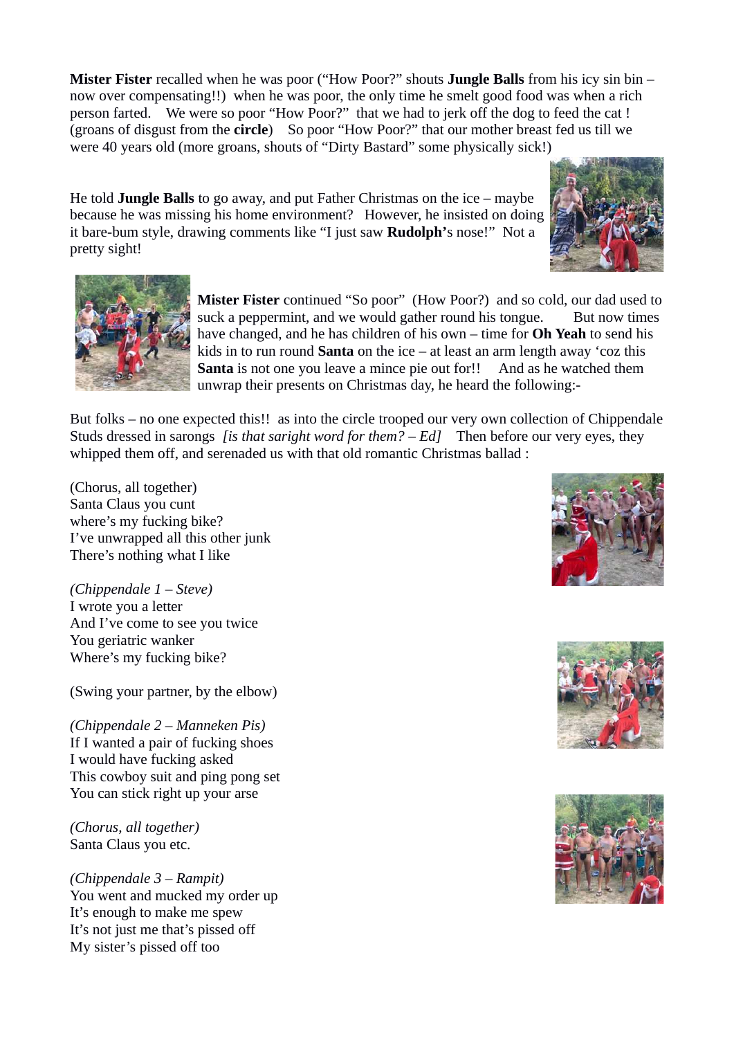**Mister Fister** recalled when he was poor ("How Poor?" shouts **Jungle Balls** from his icy sin bin – now over compensating!!) when he was poor, the only time he smelt good food was when a rich person farted. We were so poor "How Poor?" that we had to jerk off the dog to feed the cat ! (groans of disgust from the **circle**) So poor "How Poor?" that our mother breast fed us till we were 40 years old (more groans, shouts of "Dirty Bastard" some physically sick!)

He told **Jungle Balls** to go away, and put Father Christmas on the ice – maybe because he was missing his home environment? However, he insisted on doing it bare-bum style, drawing comments like "I just saw **Rudolph**'s nose!" Not a pretty sight!

**Mister Fister** continued "So poor" (How Poor?) and so cold, our dad used to suck a peppermint, and we would gather round his tongue. But now times have changed, and he has children of his own – time for **Oh Yeah** to send his kids in to run round **Santa** on the ice – at least an arm length away 'coz this **Santa** is not one you leave a mince pie out for!! And as he watched them unwrap their presents on Christmas day, he heard the following:-

But folks – no one expected this!! as into the circle trooped our very own collection of Chippendale Studs dressed in sarongs *[is that saright word for them? – Ed]* Then before our very eyes, they whipped them off, and serenaded us with that old romantic Christmas ballad :

(Chorus, all together)
Santa Claus you cunt
where's my fucking bike?
I've unwrapped all this other junk
There's nothing what I like

*(Chippendale 1 – Steve)*
I wrote you a letter
And I've come to see you twice
You geriatric wanker
Where's my fucking bike?

(Swing your partner, by the elbow)

*(Chippendale 2 – Manneken Pis)*
If I wanted a pair of fucking shoes
I would have fucking asked
This cowboy suit and ping pong set
You can stick right up your arse

*(Chorus, all together)*
Santa Claus you etc.

*(Chippendale 3 – Rampit)*
You went and mucked my order up
It's enough to make me spew
It's not just me that's pissed off
My sister's pissed off too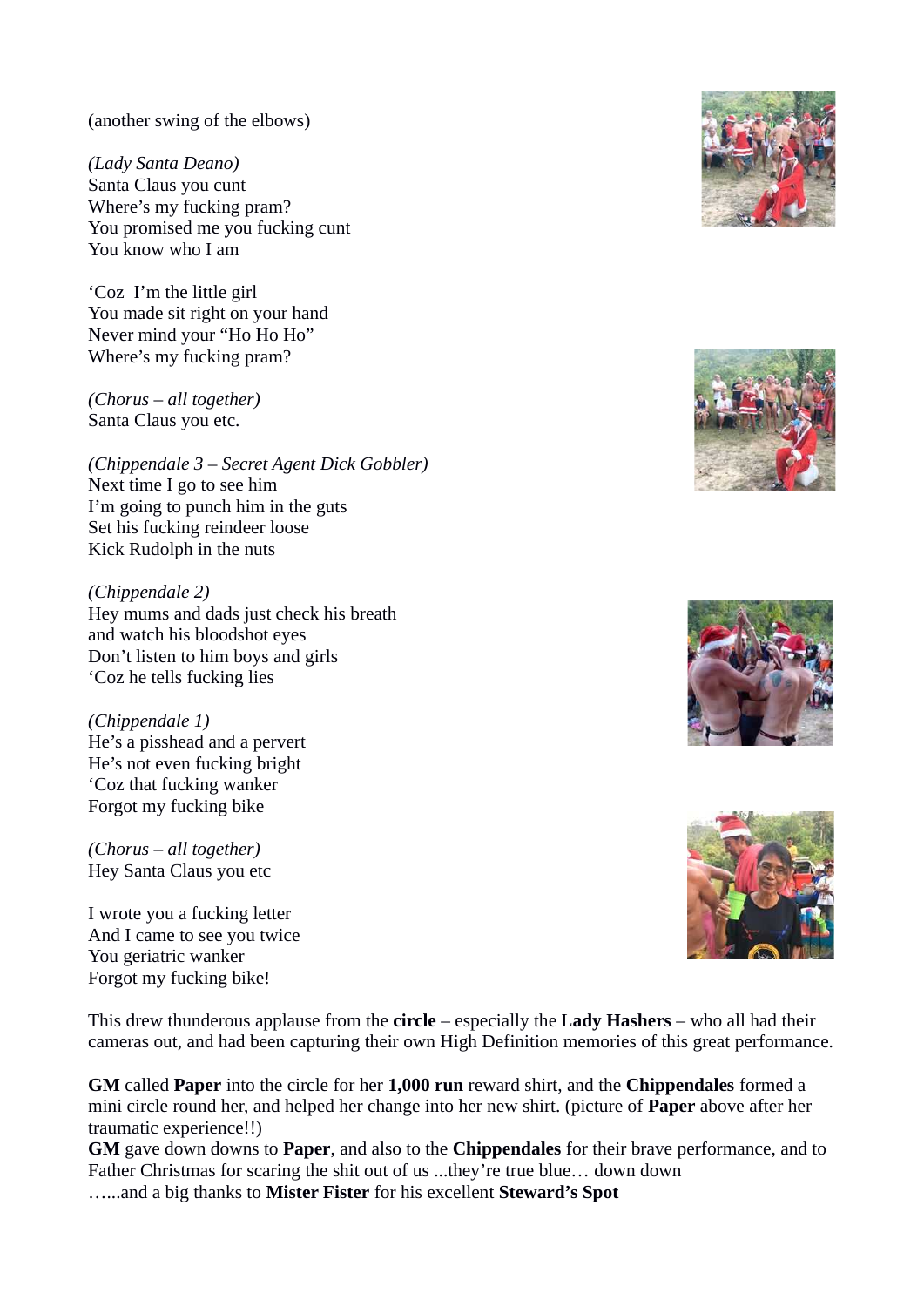(another swing of the elbows)

*(Lady Santa Deano)*
Santa Claus you cunt
Where's my fucking pram?
You promised me you fucking cunt
You know who I am

'Coz I'm the little girl
You made sit right on your hand
Never mind your "Ho Ho Ho"
Where's my fucking pram?

*(Chorus – all together)*
Santa Claus you etc.

*(Chippendale 3 – Secret Agent Dick Gobbler)*
Next time I go to see him
I'm going to punch him in the guts
Set his fucking reindeer loose
Kick Rudolph in the nuts

*(Chippendale 2)*
Hey mums and dads just check his breath
and watch his bloodshot eyes
Don't listen to him boys and girls
'Coz he tells fucking lies

*(Chippendale 1)*
He's a pisshead and a pervert
He's not even fucking bright
'Coz that fucking wanker
Forgot my fucking bike

*(Chorus – all together)*
Hey Santa Claus you etc

I wrote you a fucking letter
And I came to see you twice
You geriatric wanker
Forgot my fucking bike!

This drew thunderous applause from the **circle** – especially the L**ady Hashers** – who all had their cameras out, and had been capturing their own High Definition memories of this great performance.

**GM** called **Paper** into the circle for her **1,000 run** reward shirt, and the **Chippendales** formed a mini circle round her, and helped her change into her new shirt. (picture of **Paper** above after her traumatic experience!!)
**GM** gave down downs to **Paper**, and also to the **Chippendales** for their brave performance, and to Father Christmas for scaring the shit out of us ...they're true blue… down down
…...and a big thanks to **Mister Fister** for his excellent **Steward's Spot**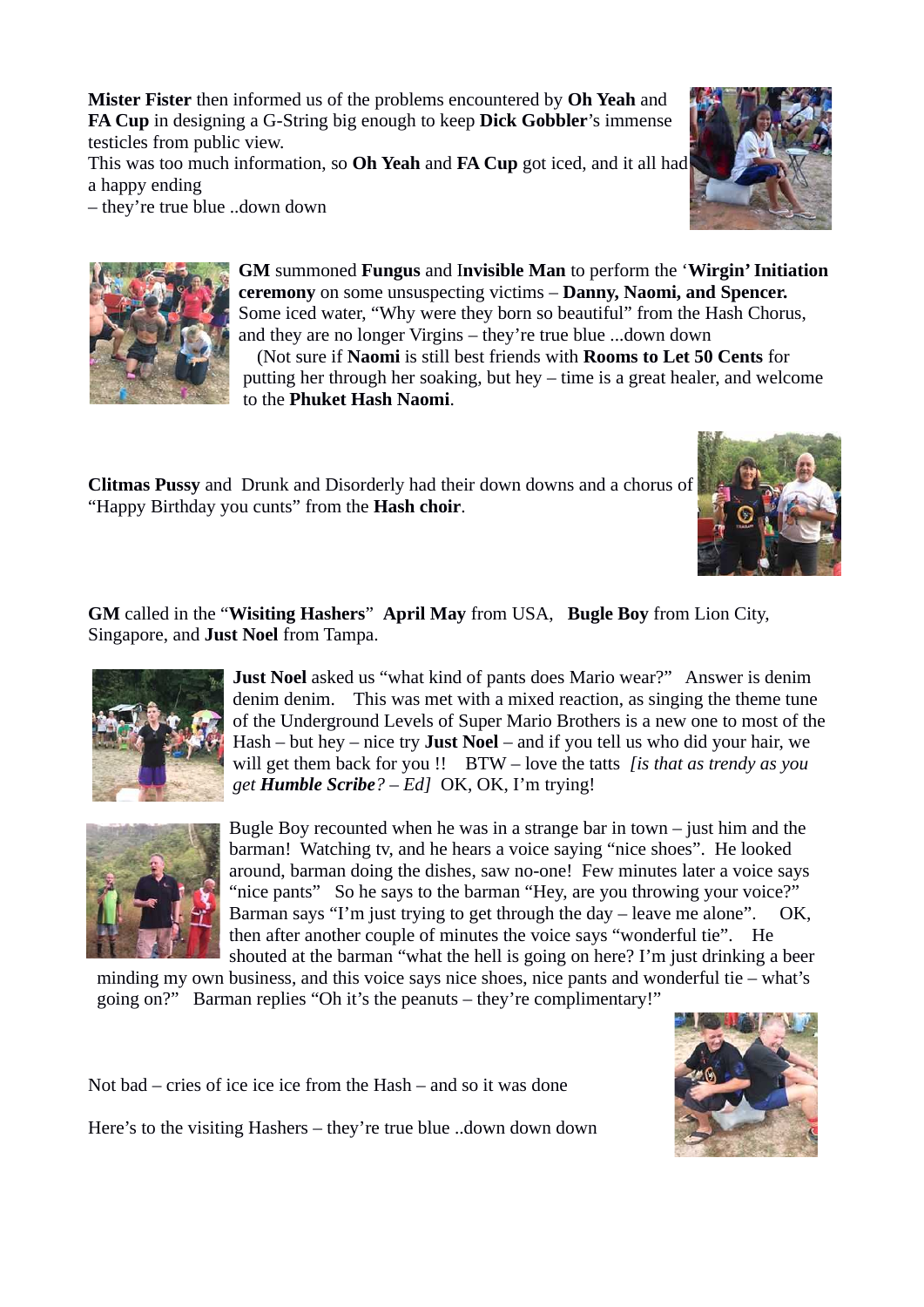**Mister Fister** then informed us of the problems encountered by **Oh Yeah** and **FA Cup** in designing a G-String big enough to keep **Dick Gobbler**'s immense testicles from public view.
This was too much information, so **Oh Yeah** and **FA Cup** got iced, and it all had a happy ending
– they're true blue ..down down

**GM** summoned **Fungus** and **Invisible Man** to perform the '**Wirgin' Initiation ceremony** on some unsuspecting victims – **Danny, Naomi, and Spencer.** Some iced water, "Why were they born so beautiful" from the Hash Chorus, and they are no longer Virgins – they're true blue ...down down
(Not sure if **Naomi** is still best friends with **Rooms to Let 50 Cents** for putting her through her soaking, but hey – time is a great healer, and welcome to the **Phuket Hash Naomi**.

**Clitmas Pussy** and Drunk and Disorderly had their down downs and a chorus of "Happy Birthday you cunts" from the **Hash choir**.

**GM** called in the "**Wisiting Hashers**" **April May** from USA, **Bugle Boy** from Lion City, Singapore, and **Just Noel** from Tampa.

**Just Noel** asked us "what kind of pants does Mario wear?" Answer is denim denim denim. This was met with a mixed reaction, as singing the theme tune of the Underground Levels of Super Mario Brothers is a new one to most of the Hash – but hey – nice try **Just Noel** – and if you tell us who did your hair, we will get them back for you !! BTW – love the tatts *[is that as trendy as you get **Humble Scribe**? – Ed]* OK, OK, I'm trying!

Bugle Boy recounted when he was in a strange bar in town – just him and the barman! Watching tv, and he hears a voice saying "nice shoes". He looked around, barman doing the dishes, saw no-one! Few minutes later a voice says "nice pants" So he says to the barman "Hey, are you throwing your voice?" Barman says "I'm just trying to get through the day – leave me alone". OK, then after another couple of minutes the voice says "wonderful tie". He shouted at the barman "what the hell is going on here? I'm just drinking a beer minding my own business, and this voice says nice shoes, nice pants and wonderful tie – what's going on?" Barman replies "Oh it's the peanuts – they're complimentary!"

Not bad – cries of ice ice ice from the Hash – and so it was done

Here's to the visiting Hashers – they're true blue ..down down down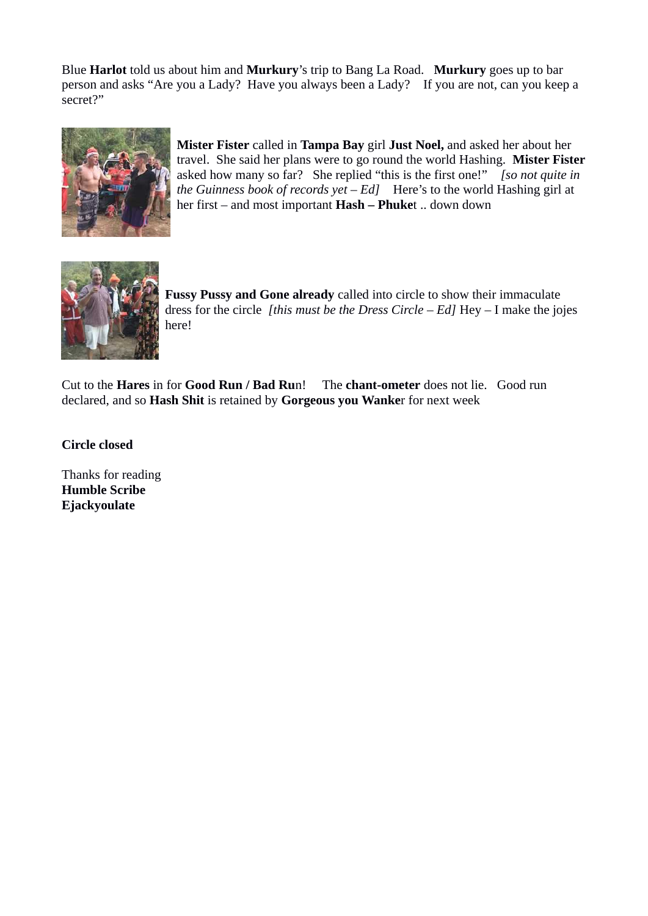Blue **Harlot** told us about him and **Murkury**'s trip to Bang La Road. **Murkury** goes up to bar person and asks "Are you a Lady? Have you always been a Lady? If you are not, can you keep a secret?"

**Mister Fister** called in **Tampa Bay** girl **Just Noel,** and asked her about her travel. She said her plans were to go round the world Hashing. **Mister Fister** asked how many so far? She replied "this is the first one!" *[so not quite in the Guinness book of records yet – Ed]* Here's to the world Hashing girl at her first – and most important **Hash – Phuke**t .. down down

**Fussy Pussy and Gone already** called into circle to show their immaculate dress for the circle *[this must be the Dress Circle – Ed]* Hey – I make the jojes here!

Cut to the **Hares** in for **Good Run / Bad Ru**n! The **chant-ometer** does not lie. Good run declared, and so **Hash Shit** is retained by **Gorgeous you Wanke**r for next week

**Circle closed**

Thanks for reading
**Humble Scribe**
**Ejackyoulate**